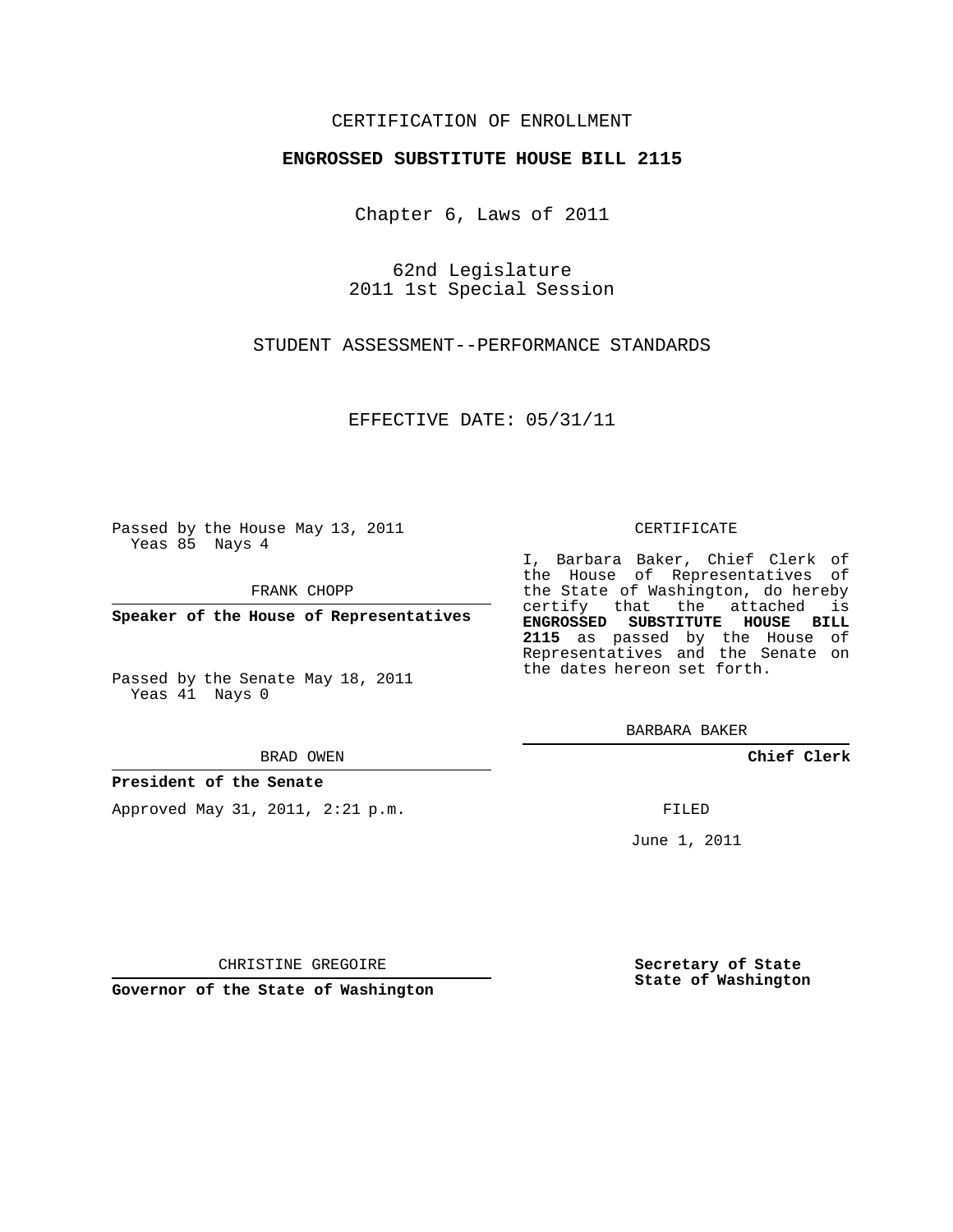CERTIFICATION OF ENROLLMENT

**ENGROSSED SUBSTITUTE HOUSE BILL 2115**

Chapter 6, Laws of 2011

62nd Legislature
2011 1st Special Session

STUDENT ASSESSMENT--PERFORMANCE STANDARDS

EFFECTIVE DATE: 05/31/11

Passed by the House May 13, 2011
Yeas 85 Nays 4

FRANK CHOPP

**Speaker of the House of Representatives**

Passed by the Senate May 18, 2011
Yeas 41 Nays 0

BRAD OWEN

**President of the Senate**

Approved May 31, 2011, 2:21 p.m.

CHRISTINE GREGOIRE

**Governor of the State of Washington**

CERTIFICATE

I, Barbara Baker, Chief Clerk of the House of Representatives of the State of Washington, do hereby certify that the attached is **ENGROSSED SUBSTITUTE HOUSE BILL 2115** as passed by the House of Representatives and the Senate on the dates hereon set forth.

BARBARA BAKER

**Chief Clerk**

FILED

June 1, 2011

**Secretary of State**
**State of Washington**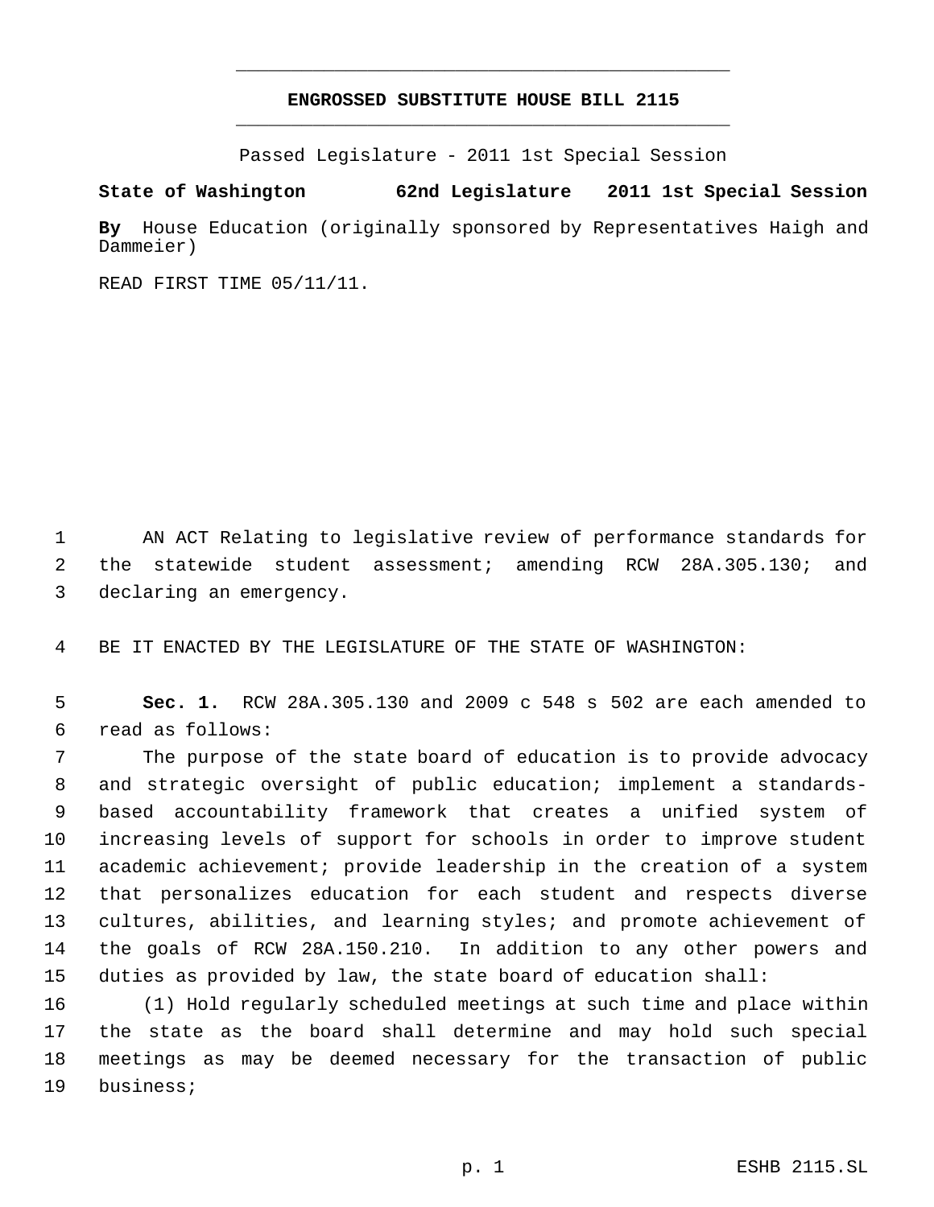# ENGROSSED SUBSTITUTE HOUSE BILL 2115

Passed Legislature - 2011 1st Special Session

**State of Washington 62nd Legislature 2011 1st Special Session**

**By** House Education (originally sponsored by Representatives Haigh and Dammeier)

READ FIRST TIME 05/11/11.

AN ACT Relating to legislative review of performance standards for the statewide student assessment; amending RCW 28A.305.130; and declaring an emergency.

BE IT ENACTED BY THE LEGISLATURE OF THE STATE OF WASHINGTON:

**Sec. 1.** RCW 28A.305.130 and 2009 c 548 s 502 are each amended to read as follows:

The purpose of the state board of education is to provide advocacy and strategic oversight of public education; implement a standards-based accountability framework that creates a unified system of increasing levels of support for schools in order to improve student academic achievement; provide leadership in the creation of a system that personalizes education for each student and respects diverse cultures, abilities, and learning styles; and promote achievement of the goals of RCW 28A.150.210. In addition to any other powers and duties as provided by law, the state board of education shall:

(1) Hold regularly scheduled meetings at such time and place within the state as the board shall determine and may hold such special meetings as may be deemed necessary for the transaction of public business;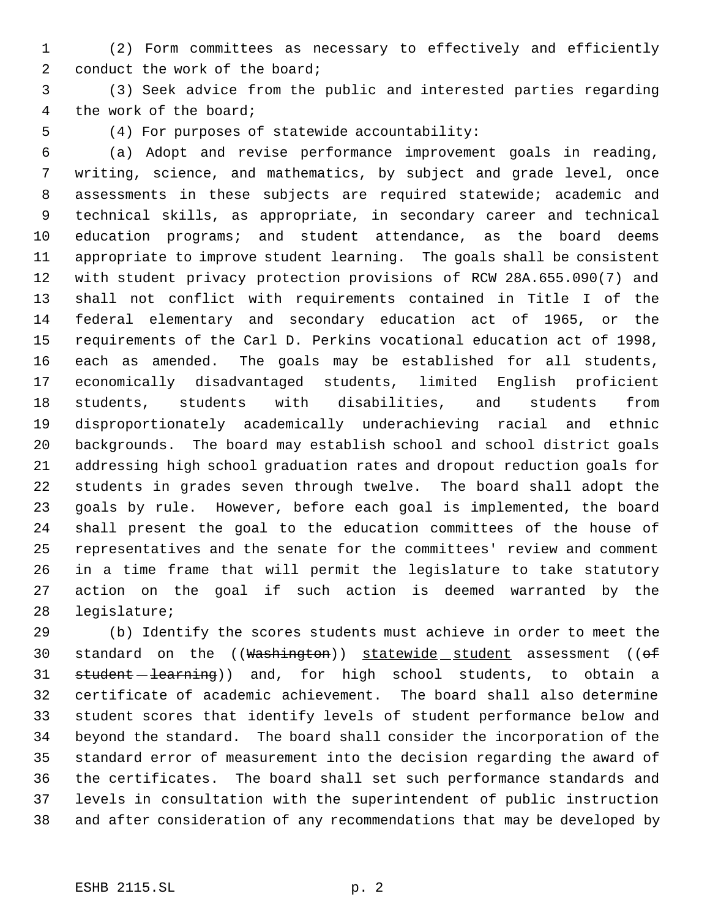(2) Form committees as necessary to effectively and efficiently conduct the work of the board;

(3) Seek advice from the public and interested parties regarding the work of the board;

(4) For purposes of statewide accountability:

(a) Adopt and revise performance improvement goals in reading, writing, science, and mathematics, by subject and grade level, once assessments in these subjects are required statewide; academic and technical skills, as appropriate, in secondary career and technical education programs; and student attendance, as the board deems appropriate to improve student learning. The goals shall be consistent with student privacy protection provisions of RCW 28A.655.090(7) and shall not conflict with requirements contained in Title I of the federal elementary and secondary education act of 1965, or the requirements of the Carl D. Perkins vocational education act of 1998, each as amended. The goals may be established for all students, economically disadvantaged students, limited English proficient students, students with disabilities, and students from disproportionately academically underachieving racial and ethnic backgrounds. The board may establish school and school district goals addressing high school graduation rates and dropout reduction goals for students in grades seven through twelve. The board shall adopt the goals by rule. However, before each goal is implemented, the board shall present the goal to the education committees of the house of representatives and the senate for the committees' review and comment in a time frame that will permit the legislature to take statutory action on the goal if such action is deemed warranted by the legislature;

(b) Identify the scores students must achieve in order to meet the standard on the ((~~Washington~~)) <u>statewide student</u> assessment ((~~of student learning~~)) and, for high school students, to obtain a certificate of academic achievement. The board shall also determine student scores that identify levels of student performance below and beyond the standard. The board shall consider the incorporation of the standard error of measurement into the decision regarding the award of the certificates. The board shall set such performance standards and levels in consultation with the superintendent of public instruction and after consideration of any recommendations that may be developed by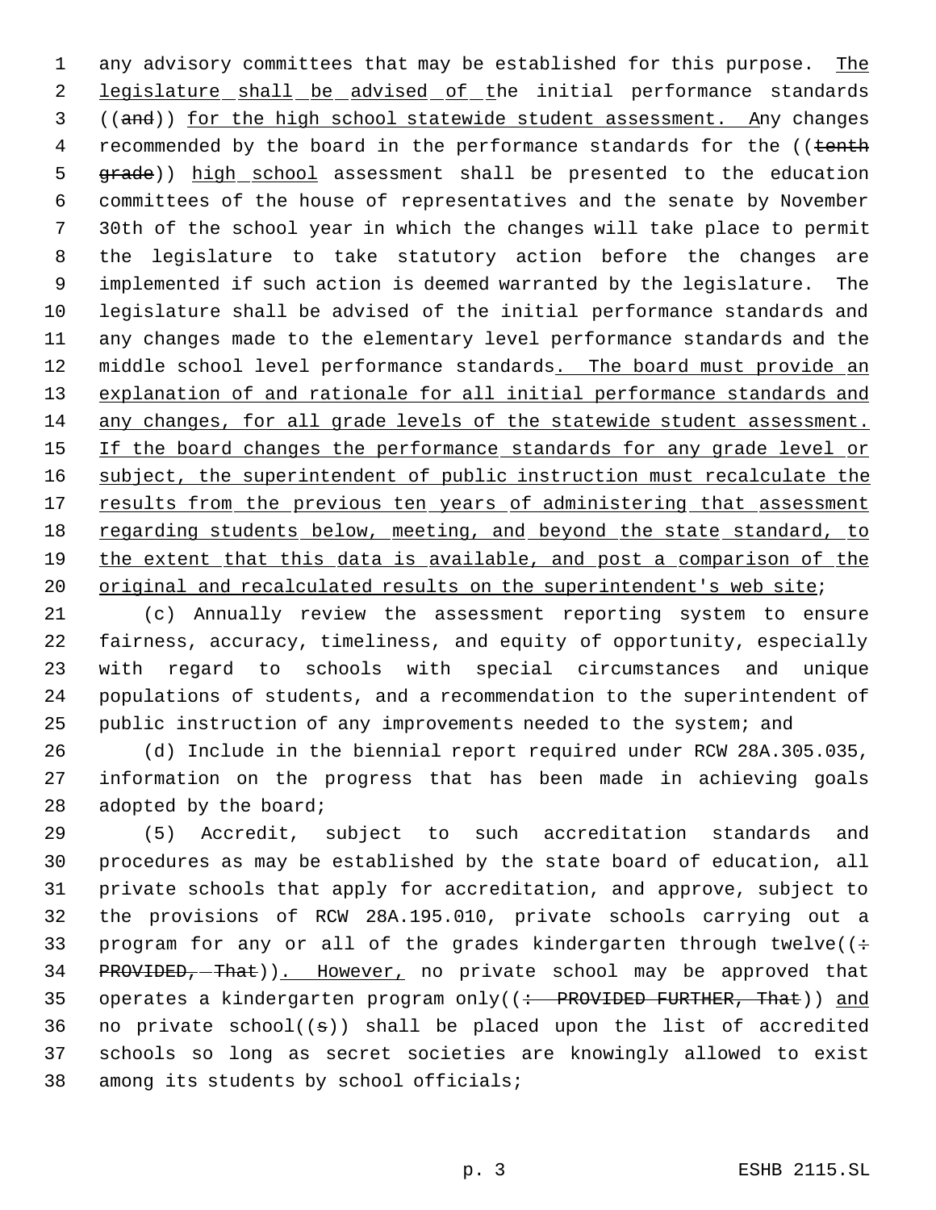any advisory committees that may be established for this purpose. The legislature shall be advised of the initial performance standards ((and)) for the high school statewide student assessment. Any changes recommended by the board in the performance standards for the ((tenth grade)) high school assessment shall be presented to the education committees of the house of representatives and the senate by November 30th of the school year in which the changes will take place to permit the legislature to take statutory action before the changes are implemented if such action is deemed warranted by the legislature. The legislature shall be advised of the initial performance standards and any changes made to the elementary level performance standards and the middle school level performance standards. The board must provide an explanation of and rationale for all initial performance standards and any changes, for all grade levels of the statewide student assessment. If the board changes the performance standards for any grade level or subject, the superintendent of public instruction must recalculate the results from the previous ten years of administering that assessment regarding students below, meeting, and beyond the state standard, to the extent that this data is available, and post a comparison of the original and recalculated results on the superintendent's web site;

(c) Annually review the assessment reporting system to ensure fairness, accuracy, timeliness, and equity of opportunity, especially with regard to schools with special circumstances and unique populations of students, and a recommendation to the superintendent of public instruction of any improvements needed to the system; and

(d) Include in the biennial report required under RCW 28A.305.035, information on the progress that has been made in achieving goals adopted by the board;

(5) Accredit, subject to such accreditation standards and procedures as may be established by the state board of education, all private schools that apply for accreditation, and approve, subject to the provisions of RCW 28A.195.010, private schools carrying out a program for any or all of the grades kindergarten through twelve((: PROVIDED, That)). However, no private school may be approved that operates a kindergarten program only((: PROVIDED FURTHER, That)) and no private school((s)) shall be placed upon the list of accredited schools so long as secret societies are knowingly allowed to exist among its students by school officials;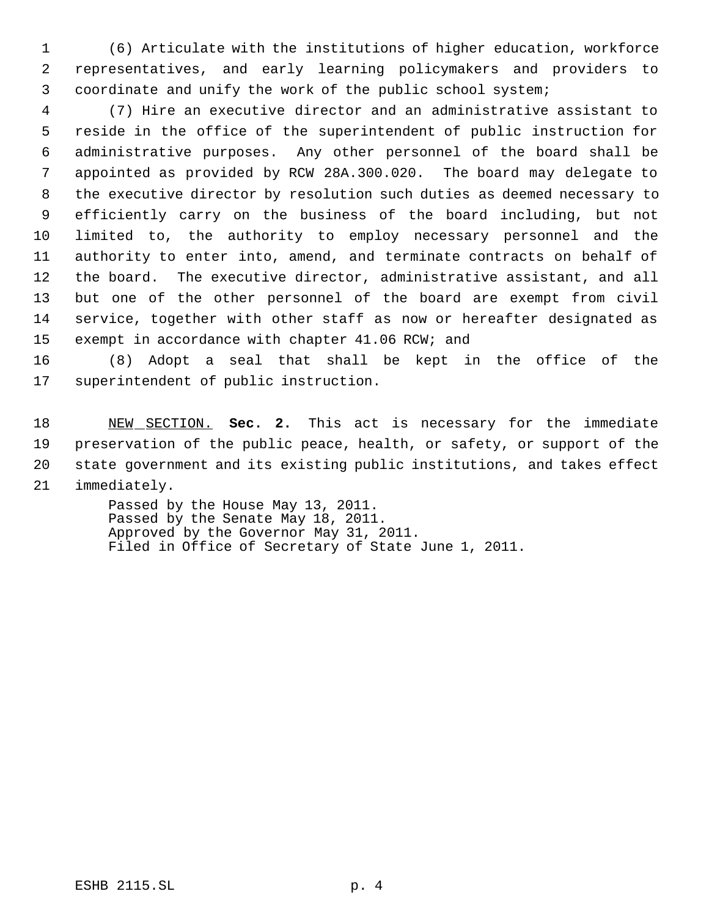(6) Articulate with the institutions of higher education, workforce representatives, and early learning policymakers and providers to coordinate and unify the work of the public school system;

(7) Hire an executive director and an administrative assistant to reside in the office of the superintendent of public instruction for administrative purposes. Any other personnel of the board shall be appointed as provided by RCW 28A.300.020. The board may delegate to the executive director by resolution such duties as deemed necessary to efficiently carry on the business of the board including, but not limited to, the authority to employ necessary personnel and the authority to enter into, amend, and terminate contracts on behalf of the board. The executive director, administrative assistant, and all but one of the other personnel of the board are exempt from civil service, together with other staff as now or hereafter designated as exempt in accordance with chapter 41.06 RCW; and

(8) Adopt a seal that shall be kept in the office of the superintendent of public instruction.

NEW SECTION. **Sec. 2.** This act is necessary for the immediate preservation of the public peace, health, or safety, or support of the state government and its existing public institutions, and takes effect immediately.

Passed by the House May 13, 2011.
Passed by the Senate May 18, 2011.
Approved by the Governor May 31, 2011.
Filed in Office of Secretary of State June 1, 2011.